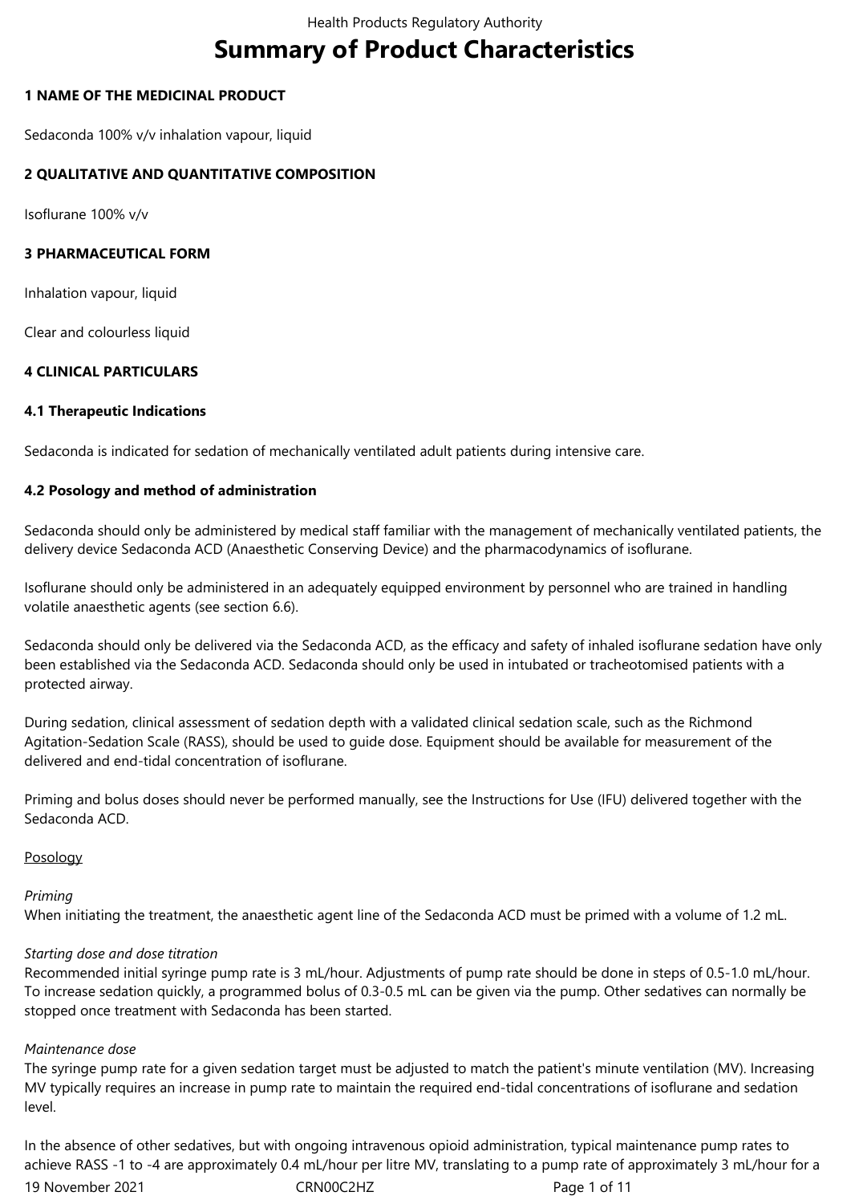# Summary of Product Characteristics

## 1 NAME OF THE MEDICINAL PRODUCT

Sedaconda 100% v/v inhalation vapour, liquid

## 2 QUALITATIVE AND QUANTITATIVE COMPOSITION

Isoflurane 100% v/v

## 3 PHARMACEUTICAL FORM

Inhalation vapour, liquid

Clear and colourless liquid

## 4 CLINICAL PARTICULARS

### 4.1 Therapeutic Indications

Sedaconda is indicated for sedation of mechanically ventilated adult patients during intensive care.

### 4.2 Posology and method of administration

Sedaconda should only be administered by medical staff familiar with the management of mechanically ventilated patients, the delivery device Sedaconda ACD (Anaesthetic Conserving Device) and the pharmacodynamics of isoflurane.

Isoflurane should only be administered in an adequately equipped environment by personnel who are trained in handling volatile anaesthetic agents (see section 6.6).

Sedaconda should only be delivered via the Sedaconda ACD, as the efficacy and safety of inhaled isoflurane sedation have only been established via the Sedaconda ACD. Sedaconda should only be used in intubated or tracheotomised patients with a protected airway.

During sedation, clinical assessment of sedation depth with a validated clinical sedation scale, such as the Richmond Agitation-Sedation Scale (RASS), should be used to guide dose. Equipment should be available for measurement of the delivered and end-tidal concentration of isoflurane.

Priming and bolus doses should never be performed manually, see the Instructions for Use (IFU) delivered together with the Sedaconda ACD.

Posology

*Priming*
When initiating the treatment, the anaesthetic agent line of the Sedaconda ACD must be primed with a volume of 1.2 mL.

*Starting dose and dose titration*
Recommended initial syringe pump rate is 3 mL/hour. Adjustments of pump rate should be done in steps of 0.5-1.0 mL/hour. To increase sedation quickly, a programmed bolus of 0.3-0.5 mL can be given via the pump. Other sedatives can normally be stopped once treatment with Sedaconda has been started.

*Maintenance dose*
The syringe pump rate for a given sedation target must be adjusted to match the patient's minute ventilation (MV). Increasing MV typically requires an increase in pump rate to maintain the required end-tidal concentrations of isoflurane and sedation level.

In the absence of other sedatives, but with ongoing intravenous opioid administration, typical maintenance pump rates to achieve RASS -1 to -4 are approximately 0.4 mL/hour per litre MV, translating to a pump rate of approximately 3 mL/hour for a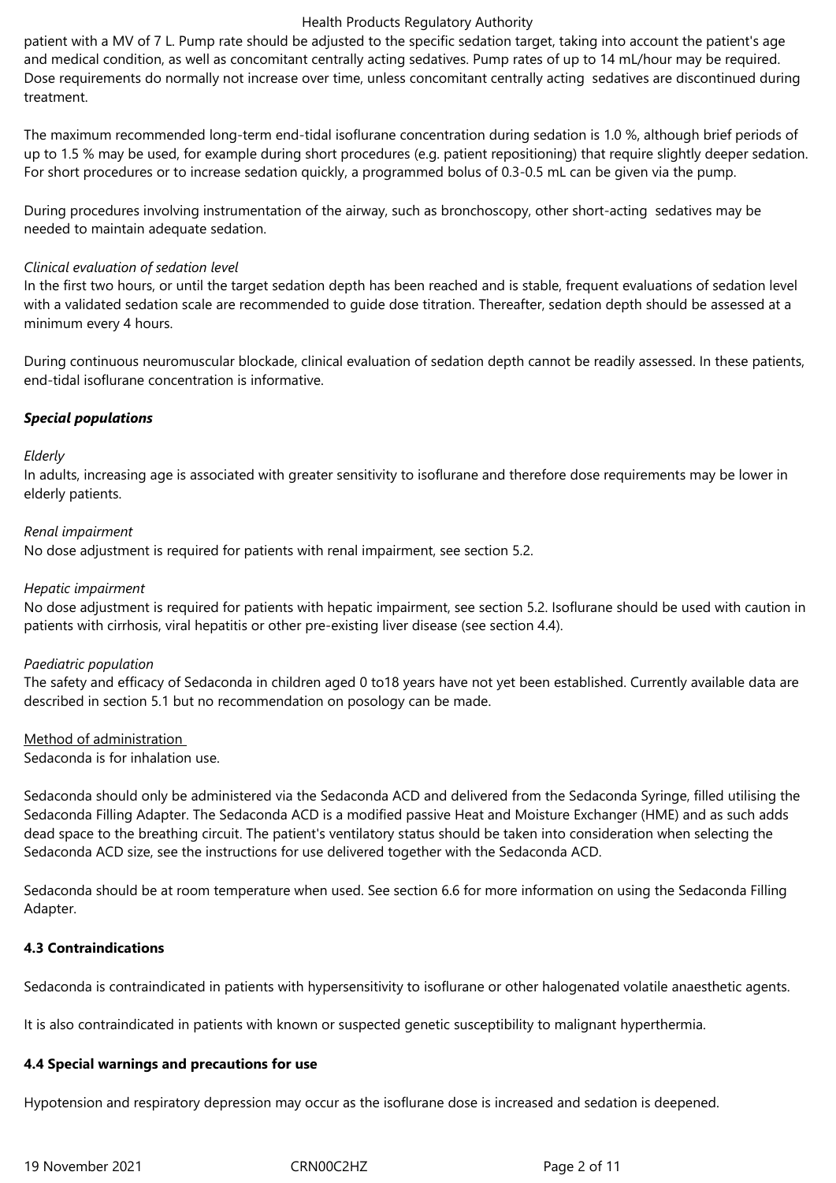patient with a MV of 7 L. Pump rate should be adjusted to the specific sedation target, taking into account the patient's age and medical condition, as well as concomitant centrally acting sedatives. Pump rates of up to 14 mL/hour may be required. Dose requirements do normally not increase over time, unless concomitant centrally acting sedatives are discontinued during treatment.

The maximum recommended long-term end-tidal isoflurane concentration during sedation is 1.0 %, although brief periods of up to 1.5 % may be used, for example during short procedures (e.g. patient repositioning) that require slightly deeper sedation. For short procedures or to increase sedation quickly, a programmed bolus of 0.3-0.5 mL can be given via the pump.

During procedures involving instrumentation of the airway, such as bronchoscopy, other short-acting sedatives may be needed to maintain adequate sedation.

*Clinical evaluation of sedation level*

In the first two hours, or until the target sedation depth has been reached and is stable, frequent evaluations of sedation level with a validated sedation scale are recommended to guide dose titration. Thereafter, sedation depth should be assessed at a minimum every 4 hours.

During continuous neuromuscular blockade, clinical evaluation of sedation depth cannot be readily assessed. In these patients, end-tidal isoflurane concentration is informative.

***Special populations***

*Elderly*

In adults, increasing age is associated with greater sensitivity to isoflurane and therefore dose requirements may be lower in elderly patients.

*Renal impairment*

No dose adjustment is required for patients with renal impairment, see section 5.2.

*Hepatic impairment*

No dose adjustment is required for patients with hepatic impairment, see section 5.2. Isoflurane should be used with caution in patients with cirrhosis, viral hepatitis or other pre-existing liver disease (see section 4.4).

*Paediatric population*

The safety and efficacy of Sedaconda in children aged 0 to18 years have not yet been established. Currently available data are described in section 5.1 but no recommendation on posology can be made.

<u>Method of administration</u>

Sedaconda is for inhalation use.

Sedaconda should only be administered via the Sedaconda ACD and delivered from the Sedaconda Syringe, filled utilising the Sedaconda Filling Adapter. The Sedaconda ACD is a modified passive Heat and Moisture Exchanger (HME) and as such adds dead space to the breathing circuit. The patient's ventilatory status should be taken into consideration when selecting the Sedaconda ACD size, see the instructions for use delivered together with the Sedaconda ACD.

Sedaconda should be at room temperature when used. See section 6.6 for more information on using the Sedaconda Filling Adapter.

**4.3 Contraindications**

Sedaconda is contraindicated in patients with hypersensitivity to isoflurane or other halogenated volatile anaesthetic agents.

It is also contraindicated in patients with known or suspected genetic susceptibility to malignant hyperthermia.

**4.4 Special warnings and precautions for use**

Hypotension and respiratory depression may occur as the isoflurane dose is increased and sedation is deepened.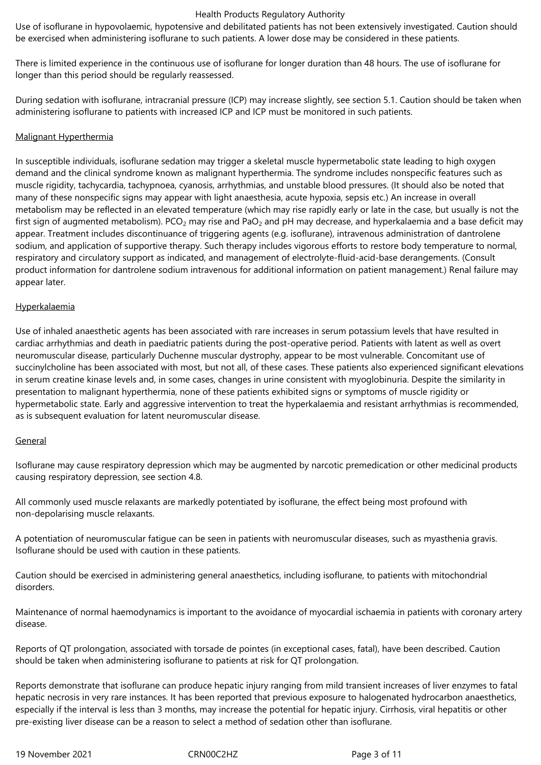Use of isoflurane in hypovolaemic, hypotensive and debilitated patients has not been extensively investigated. Caution should be exercised when administering isoflurane to such patients. A lower dose may be considered in these patients.

There is limited experience in the continuous use of isoflurane for longer duration than 48 hours. The use of isoflurane for longer than this period should be regularly reassessed.

During sedation with isoflurane, intracranial pressure (ICP) may increase slightly, see section 5.1. Caution should be taken when administering isoflurane to patients with increased ICP and ICP must be monitored in such patients.

### Malignant Hyperthermia

In susceptible individuals, isoflurane sedation may trigger a skeletal muscle hypermetabolic state leading to high oxygen demand and the clinical syndrome known as malignant hyperthermia. The syndrome includes nonspecific features such as muscle rigidity, tachycardia, tachypnoea, cyanosis, arrhythmias, and unstable blood pressures. (It should also be noted that many of these nonspecific signs may appear with light anaesthesia, acute hypoxia, sepsis etc.) An increase in overall metabolism may be reflected in an elevated temperature (which may rise rapidly early or late in the case, but usually is not the first sign of augmented metabolism). $PCO_2$ may rise and $PaO_2$ and pH may decrease, and hyperkalaemia and a base deficit may appear. Treatment includes discontinuance of triggering agents (e.g. isoflurane), intravenous administration of dantrolene sodium, and application of supportive therapy. Such therapy includes vigorous efforts to restore body temperature to normal, respiratory and circulatory support as indicated, and management of electrolyte-fluid-acid-base derangements. (Consult product information for dantrolene sodium intravenous for additional information on patient management.) Renal failure may appear later.

### Hyperkalaemia

Use of inhaled anaesthetic agents has been associated with rare increases in serum potassium levels that have resulted in cardiac arrhythmias and death in paediatric patients during the post-operative period. Patients with latent as well as overt neuromuscular disease, particularly Duchenne muscular dystrophy, appear to be most vulnerable. Concomitant use of succinylcholine has been associated with most, but not all, of these cases. These patients also experienced significant elevations in serum creatine kinase levels and, in some cases, changes in urine consistent with myoglobinuria. Despite the similarity in presentation to malignant hyperthermia, none of these patients exhibited signs or symptoms of muscle rigidity or hypermetabolic state. Early and aggressive intervention to treat the hyperkalaemia and resistant arrhythmias is recommended, as is subsequent evaluation for latent neuromuscular disease.

### General

Isoflurane may cause respiratory depression which may be augmented by narcotic premedication or other medicinal products causing respiratory depression, see section 4.8.

All commonly used muscle relaxants are markedly potentiated by isoflurane, the effect being most profound with non-depolarising muscle relaxants.

A potentiation of neuromuscular fatigue can be seen in patients with neuromuscular diseases, such as myasthenia gravis. Isoflurane should be used with caution in these patients.

Caution should be exercised in administering general anaesthetics, including isoflurane, to patients with mitochondrial disorders.

Maintenance of normal haemodynamics is important to the avoidance of myocardial ischaemia in patients with coronary artery disease.

Reports of QT prolongation, associated with torsade de pointes (in exceptional cases, fatal), have been described. Caution should be taken when administering isoflurane to patients at risk for QT prolongation.

Reports demonstrate that isoflurane can produce hepatic injury ranging from mild transient increases of liver enzymes to fatal hepatic necrosis in very rare instances. It has been reported that previous exposure to halogenated hydrocarbon anaesthetics, especially if the interval is less than 3 months, may increase the potential for hepatic injury. Cirrhosis, viral hepatitis or other pre-existing liver disease can be a reason to select a method of sedation other than isoflurane.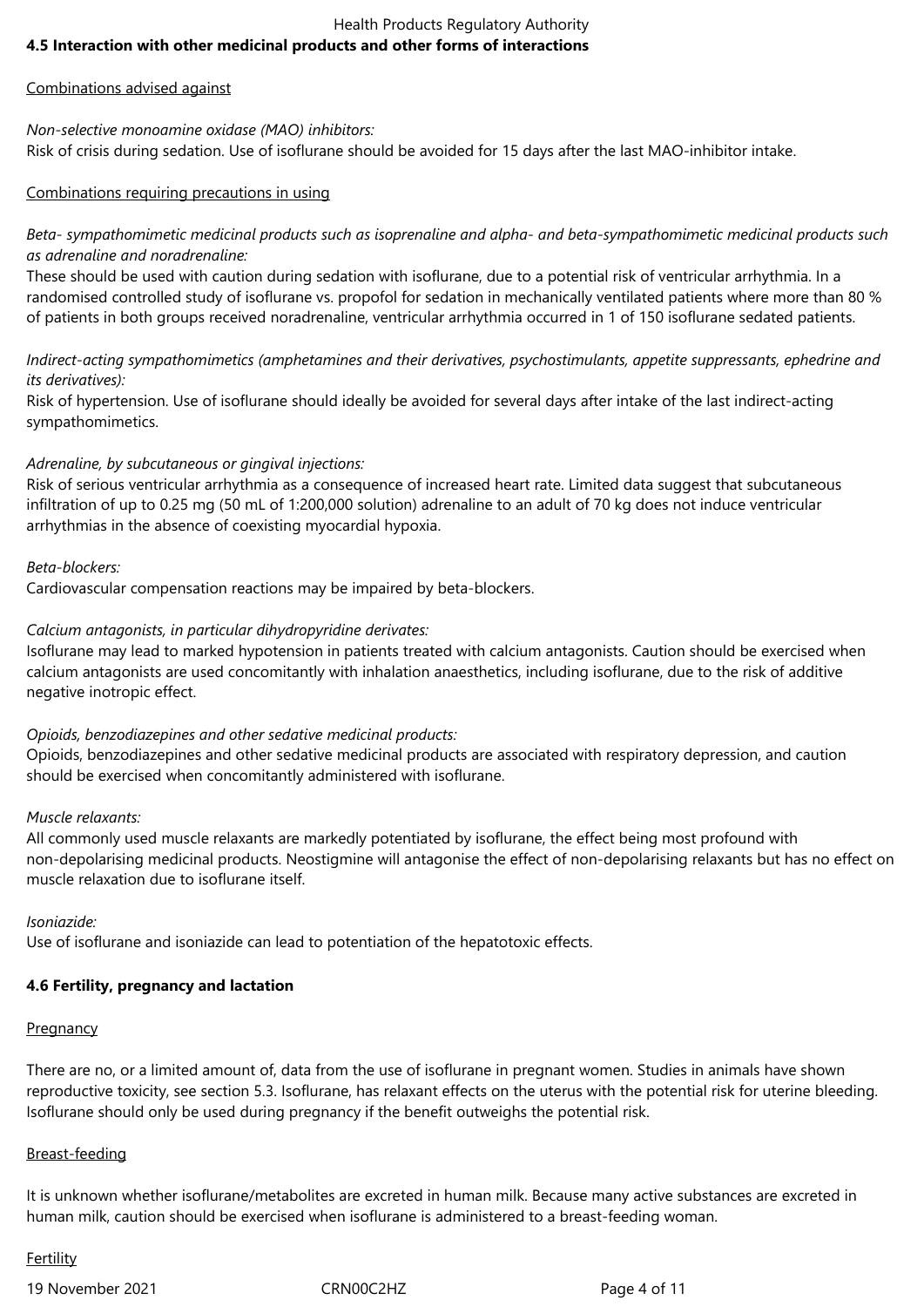## 4.5 Interaction with other medicinal products and other forms of interactions

Combinations advised against

*Non-selective monoamine oxidase (MAO) inhibitors:*
Risk of crisis during sedation. Use of isoflurane should be avoided for 15 days after the last MAO-inhibitor intake.

Combinations requiring precautions in using

*Beta- sympathomimetic medicinal products such as isoprenaline and alpha- and beta-sympathomimetic medicinal products such as adrenaline and noradrenaline:*
These should be used with caution during sedation with isoflurane, due to a potential risk of ventricular arrhythmia. In a randomised controlled study of isoflurane vs. propofol for sedation in mechanically ventilated patients where more than 80 % of patients in both groups received noradrenaline, ventricular arrhythmia occurred in 1 of 150 isoflurane sedated patients.

*Indirect-acting sympathomimetics (amphetamines and their derivatives, psychostimulants, appetite suppressants, ephedrine and its derivatives):*
Risk of hypertension. Use of isoflurane should ideally be avoided for several days after intake of the last indirect-acting sympathomimetics.

*Adrenaline, by subcutaneous or gingival injections:*
Risk of serious ventricular arrhythmia as a consequence of increased heart rate. Limited data suggest that subcutaneous infiltration of up to 0.25 mg (50 mL of 1:200,000 solution) adrenaline to an adult of 70 kg does not induce ventricular arrhythmias in the absence of coexisting myocardial hypoxia.

*Beta-blockers:*
Cardiovascular compensation reactions may be impaired by beta-blockers.

*Calcium antagonists, in particular dihydropyridine derivates:*
Isoflurane may lead to marked hypotension in patients treated with calcium antagonists. Caution should be exercised when calcium antagonists are used concomitantly with inhalation anaesthetics, including isoflurane, due to the risk of additive negative inotropic effect.

*Opioids, benzodiazepines and other sedative medicinal products:*
Opioids, benzodiazepines and other sedative medicinal products are associated with respiratory depression, and caution should be exercised when concomitantly administered with isoflurane.

*Muscle relaxants:*
All commonly used muscle relaxants are markedly potentiated by isoflurane, the effect being most profound with non-depolarising medicinal products. Neostigmine will antagonise the effect of non-depolarising relaxants but has no effect on muscle relaxation due to isoflurane itself.

*Isoniazide:*
Use of isoflurane and isoniazide can lead to potentiation of the hepatotoxic effects.

## 4.6 Fertility, pregnancy and lactation

Pregnancy

There are no, or a limited amount of, data from the use of isoflurane in pregnant women. Studies in animals have shown reproductive toxicity, see section 5.3. Isoflurane, has relaxant effects on the uterus with the potential risk for uterine bleeding. Isoflurane should only be used during pregnancy if the benefit outweighs the potential risk.

Breast-feeding

It is unknown whether isoflurane/metabolites are excreted in human milk. Because many active substances are excreted in human milk, caution should be exercised when isoflurane is administered to a breast-feeding woman.

Fertility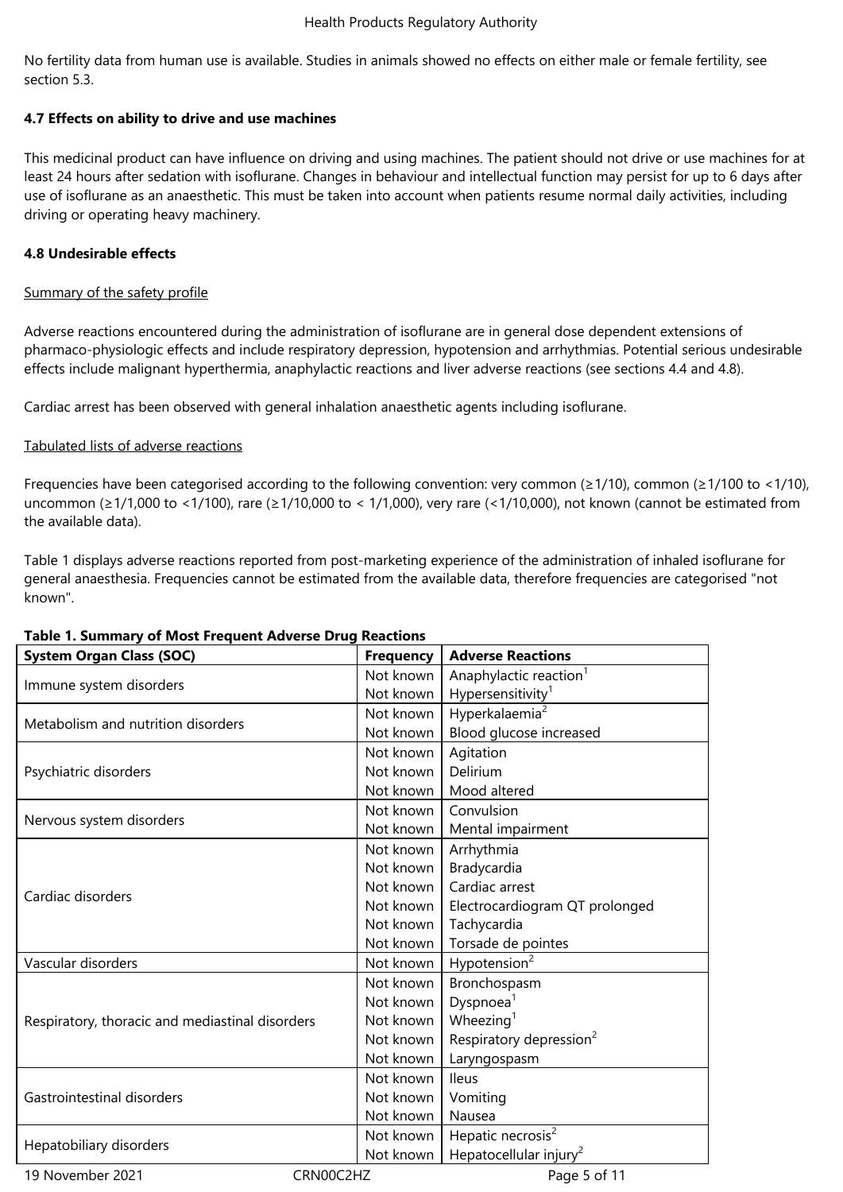No fertility data from human use is available. Studies in animals showed no effects on either male or female fertility, see section 5.3.

**4.7 Effects on ability to drive and use machines**

This medicinal product can have influence on driving and using machines. The patient should not drive or use machines for at least 24 hours after sedation with isoflurane. Changes in behaviour and intellectual function may persist for up to 6 days after use of isoflurane as an anaesthetic. This must be taken into account when patients resume normal daily activities, including driving or operating heavy machinery.

**4.8 Undesirable effects**

Summary of the safety profile

Adverse reactions encountered during the administration of isoflurane are in general dose dependent extensions of pharmaco-physiologic effects and include respiratory depression, hypotension and arrhythmias. Potential serious undesirable effects include malignant hyperthermia, anaphylactic reactions and liver adverse reactions (see sections 4.4 and 4.8).

Cardiac arrest has been observed with general inhalation anaesthetic agents including isoflurane.

Tabulated lists of adverse reactions

Frequencies have been categorised according to the following convention: very common (≥1/10), common (≥1/100 to <1/10), uncommon (≥1/1,000 to <1/100), rare (≥1/10,000 to < 1/1,000), very rare (<1/10,000), not known (cannot be estimated from the available data).

Table 1 displays adverse reactions reported from post-marketing experience of the administration of inhaled isoflurane for general anaesthesia. Frequencies cannot be estimated from the available data, therefore frequencies are categorised "not known".

**Table 1. Summary of Most Frequent Adverse Drug Reactions**

| System Organ Class (SOC) | Frequency | Adverse Reactions |
|---|---|---|
| Immune system disorders | Not known | Anaphylactic reaction[1] |
| | Not known | Hypersensitivity[1] |
| Metabolism and nutrition disorders | Not known | Hyperkalaemia[2] |
| | Not known | Blood glucose increased |
| Psychiatric disorders | Not known | Agitation |
| | Not known | Delirium |
| | Not known | Mood altered |
| Nervous system disorders | Not known | Convulsion |
| | Not known | Mental impairment |
| Cardiac disorders | Not known | Arrhythmia |
| | Not known | Bradycardia |
| | Not known | Cardiac arrest |
| | Not known | Electrocardiogram QT prolonged |
| | Not known | Tachycardia |
| | Not known | Torsade de pointes |
| Vascular disorders | Not known | Hypotension[2] |
| Respiratory, thoracic and mediastinal disorders | Not known | Bronchospasm |
| | Not known | Dyspnoea[1] |
| | Not known | Wheezing[1] |
| | Not known | Respiratory depression[2] |
| | Not known | Laryngospasm |
| Gastrointestinal disorders | Not known | Ileus |
| | Not known | Vomiting |
| | Not known | Nausea |
| Hepatobiliary disorders | Not known | Hepatic necrosis[2] |
| | Not known | Hepatocellular injury[2] |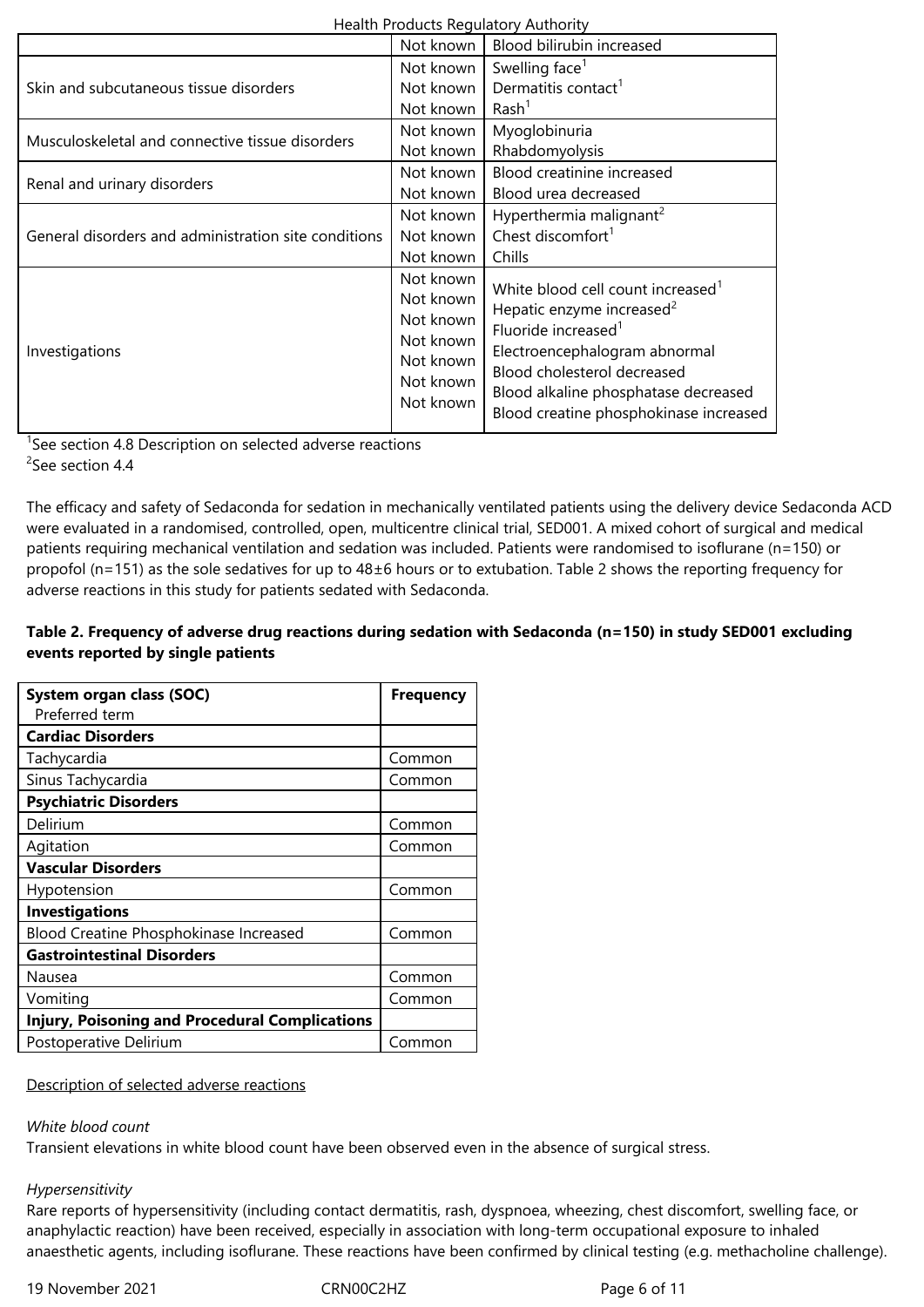| | | |
|---|---|---|
| | Not known | Blood bilirubin increased |
| Skin and subcutaneous tissue disorders | Not known<br>Not known<br>Not known | Swelling face[1]<br>Dermatitis contact[1]<br>Rash[1] |
| Musculoskeletal and connective tissue disorders | Not known<br>Not known | Myoglobinuria<br>Rhabdomyolysis |
| Renal and urinary disorders | Not known<br>Not known | Blood creatinine increased<br>Blood urea decreased |
| General disorders and administration site conditions | Not known<br>Not known<br>Not known | Hyperthermia malignant[2]<br>Chest discomfort[1]<br>Chills |
| Investigations | Not known<br>Not known<br>Not known<br>Not known<br>Not known<br>Not known<br>Not known | White blood cell count increased[1]<br>Hepatic enzyme increased[2]<br>Fluoride increased[1]<br>Electroencephalogram abnormal<br>Blood cholesterol decreased<br>Blood alkaline phosphatase decreased<br>Blood creatine phosphokinase increased |

[1]See section 4.8 Description on selected adverse reactions
[2]See section 4.4

The efficacy and safety of Sedaconda for sedation in mechanically ventilated patients using the delivery device Sedaconda ACD were evaluated in a randomised, controlled, open, multicentre clinical trial, SED001. A mixed cohort of surgical and medical patients requiring mechanical ventilation and sedation was included. Patients were randomised to isoflurane (n=150) or propofol (n=151) as the sole sedatives for up to 48±6 hours or to extubation. Table 2 shows the reporting frequency for adverse reactions in this study for patients sedated with Sedaconda.

**Table 2. Frequency of adverse drug reactions during sedation with Sedaconda (n=150) in study SED001 excluding events reported by single patients**

| **System organ class (SOC)**<br>Preferred term | **Frequency** |
|---|---|
| **Cardiac Disorders** | |
| Tachycardia | Common |
| Sinus Tachycardia | Common |
| **Psychiatric Disorders** | |
| Delirium | Common |
| Agitation | Common |
| **Vascular Disorders** | |
| Hypotension | Common |
| **Investigations** | |
| Blood Creatine Phosphokinase Increased | Common |
| **Gastrointestinal Disorders** | |
| Nausea | Common |
| Vomiting | Common |
| **Injury, Poisoning and Procedural Complications** | |
| Postoperative Delirium | Common |

Description of selected adverse reactions

*White blood count*

Transient elevations in white blood count have been observed even in the absence of surgical stress.

*Hypersensitivity*

Rare reports of hypersensitivity (including contact dermatitis, rash, dyspnoea, wheezing, chest discomfort, swelling face, or anaphylactic reaction) have been received, especially in association with long-term occupational exposure to inhaled anaesthetic agents, including isoflurane. These reactions have been confirmed by clinical testing (e.g. methacholine challenge).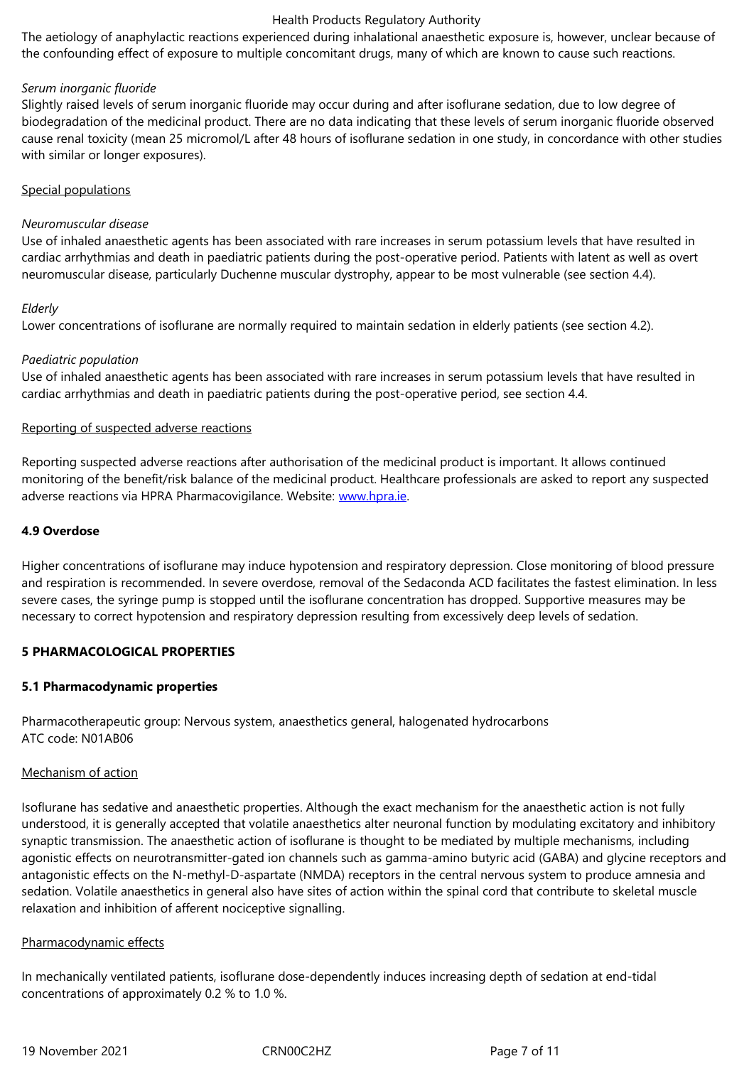The aetiology of anaphylactic reactions experienced during inhalational anaesthetic exposure is, however, unclear because of the confounding effect of exposure to multiple concomitant drugs, many of which are known to cause such reactions.

*Serum inorganic fluoride*

Slightly raised levels of serum inorganic fluoride may occur during and after isoflurane sedation, due to low degree of biodegradation of the medicinal product. There are no data indicating that these levels of serum inorganic fluoride observed cause renal toxicity (mean 25 micromol/L after 48 hours of isoflurane sedation in one study, in concordance with other studies with similar or longer exposures).

Special populations

*Neuromuscular disease*

Use of inhaled anaesthetic agents has been associated with rare increases in serum potassium levels that have resulted in cardiac arrhythmias and death in paediatric patients during the post-operative period. Patients with latent as well as overt neuromuscular disease, particularly Duchenne muscular dystrophy, appear to be most vulnerable (see section 4.4).

*Elderly*

Lower concentrations of isoflurane are normally required to maintain sedation in elderly patients (see section 4.2).

*Paediatric population*

Use of inhaled anaesthetic agents has been associated with rare increases in serum potassium levels that have resulted in cardiac arrhythmias and death in paediatric patients during the post-operative period, see section 4.4.

Reporting of suspected adverse reactions

Reporting suspected adverse reactions after authorisation of the medicinal product is important. It allows continued monitoring of the benefit/risk balance of the medicinal product. Healthcare professionals are asked to report any suspected adverse reactions via HPRA Pharmacovigilance. Website: www.hpra.ie.

## 4.9 Overdose

Higher concentrations of isoflurane may induce hypotension and respiratory depression. Close monitoring of blood pressure and respiration is recommended. In severe overdose, removal of the Sedaconda ACD facilitates the fastest elimination. In less severe cases, the syringe pump is stopped until the isoflurane concentration has dropped. Supportive measures may be necessary to correct hypotension and respiratory depression resulting from excessively deep levels of sedation.

# 5 PHARMACOLOGICAL PROPERTIES

## 5.1 Pharmacodynamic properties

Pharmacotherapeutic group: Nervous system, anaesthetics general, halogenated hydrocarbons
ATC code: N01AB06

Mechanism of action

Isoflurane has sedative and anaesthetic properties. Although the exact mechanism for the anaesthetic action is not fully understood, it is generally accepted that volatile anaesthetics alter neuronal function by modulating excitatory and inhibitory synaptic transmission. The anaesthetic action of isoflurane is thought to be mediated by multiple mechanisms, including agonistic effects on neurotransmitter-gated ion channels such as gamma-amino butyric acid (GABA) and glycine receptors and antagonistic effects on the N-methyl-D-aspartate (NMDA) receptors in the central nervous system to produce amnesia and sedation. Volatile anaesthetics in general also have sites of action within the spinal cord that contribute to skeletal muscle relaxation and inhibition of afferent nociceptive signalling.

Pharmacodynamic effects

In mechanically ventilated patients, isoflurane dose-dependently induces increasing depth of sedation at end-tidal concentrations of approximately 0.2 % to 1.0 %.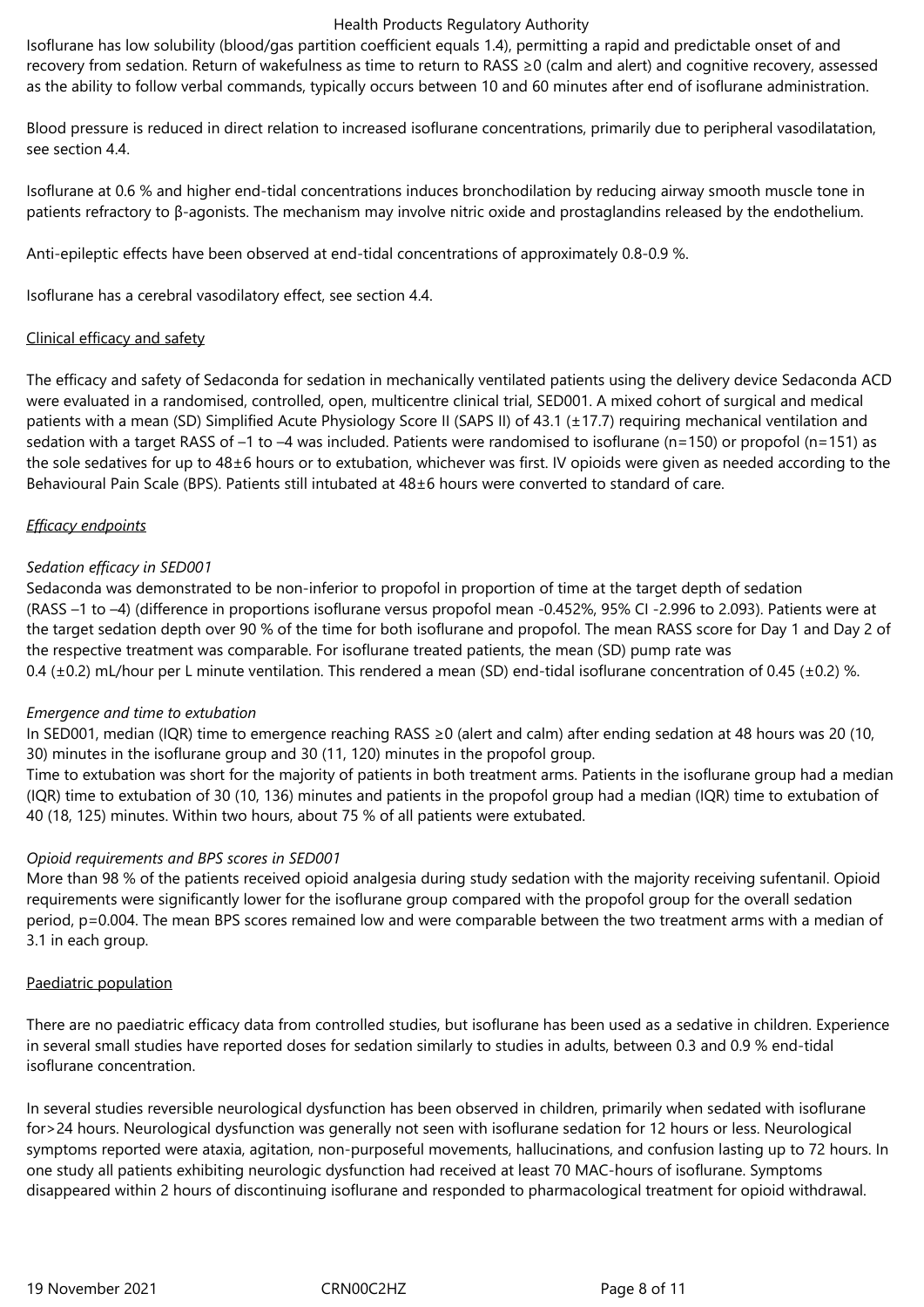Isoflurane has low solubility (blood/gas partition coefficient equals 1.4), permitting a rapid and predictable onset of and recovery from sedation. Return of wakefulness as time to return to RASS ≥0 (calm and alert) and cognitive recovery, assessed as the ability to follow verbal commands, typically occurs between 10 and 60 minutes after end of isoflurane administration.

Blood pressure is reduced in direct relation to increased isoflurane concentrations, primarily due to peripheral vasodilatation, see section 4.4.

Isoflurane at 0.6 % and higher end-tidal concentrations induces bronchodilation by reducing airway smooth muscle tone in patients refractory to β-agonists. The mechanism may involve nitric oxide and prostaglandins released by the endothelium.

Anti-epileptic effects have been observed at end-tidal concentrations of approximately 0.8-0.9 %.

Isoflurane has a cerebral vasodilatory effect, see section 4.4.

## Clinical efficacy and safety

The efficacy and safety of Sedaconda for sedation in mechanically ventilated patients using the delivery device Sedaconda ACD were evaluated in a randomised, controlled, open, multicentre clinical trial, SED001. A mixed cohort of surgical and medical patients with a mean (SD) Simplified Acute Physiology Score II (SAPS II) of 43.1 (±17.7) requiring mechanical ventilation and sedation with a target RASS of –1 to –4 was included. Patients were randomised to isoflurane (n=150) or propofol (n=151) as the sole sedatives for up to 48±6 hours or to extubation, whichever was first. IV opioids were given as needed according to the Behavioural Pain Scale (BPS). Patients still intubated at 48±6 hours were converted to standard of care.

### *Efficacy endpoints*

*Sedation efficacy in SED001*

Sedaconda was demonstrated to be non-inferior to propofol in proportion of time at the target depth of sedation (RASS –1 to –4) (difference in proportions isoflurane versus propofol mean -0.452%, 95% CI -2.996 to 2.093). Patients were at the target sedation depth over 90 % of the time for both isoflurane and propofol. The mean RASS score for Day 1 and Day 2 of the respective treatment was comparable. For isoflurane treated patients, the mean (SD) pump rate was 0.4 (±0.2) mL/hour per L minute ventilation. This rendered a mean (SD) end-tidal isoflurane concentration of 0.45 (±0.2) %.

*Emergence and time to extubation*

In SED001, median (IQR) time to emergence reaching RASS ≥0 (alert and calm) after ending sedation at 48 hours was 20 (10, 30) minutes in the isoflurane group and 30 (11, 120) minutes in the propofol group.

Time to extubation was short for the majority of patients in both treatment arms. Patients in the isoflurane group had a median (IQR) time to extubation of 30 (10, 136) minutes and patients in the propofol group had a median (IQR) time to extubation of 40 (18, 125) minutes. Within two hours, about 75 % of all patients were extubated.

*Opioid requirements and BPS scores in SED001*

More than 98 % of the patients received opioid analgesia during study sedation with the majority receiving sufentanil. Opioid requirements were significantly lower for the isoflurane group compared with the propofol group for the overall sedation period, $p=0.004$. The mean BPS scores remained low and were comparable between the two treatment arms with a median of 3.1 in each group.

## Paediatric population

There are no paediatric efficacy data from controlled studies, but isoflurane has been used as a sedative in children. Experience in several small studies have reported doses for sedation similarly to studies in adults, between 0.3 and 0.9 % end-tidal isoflurane concentration.

In several studies reversible neurological dysfunction has been observed in children, primarily when sedated with isoflurane for>24 hours. Neurological dysfunction was generally not seen with isoflurane sedation for 12 hours or less. Neurological symptoms reported were ataxia, agitation, non-purposeful movements, hallucinations, and confusion lasting up to 72 hours. In one study all patients exhibiting neurologic dysfunction had received at least 70 MAC-hours of isoflurane. Symptoms disappeared within 2 hours of discontinuing isoflurane and responded to pharmacological treatment for opioid withdrawal.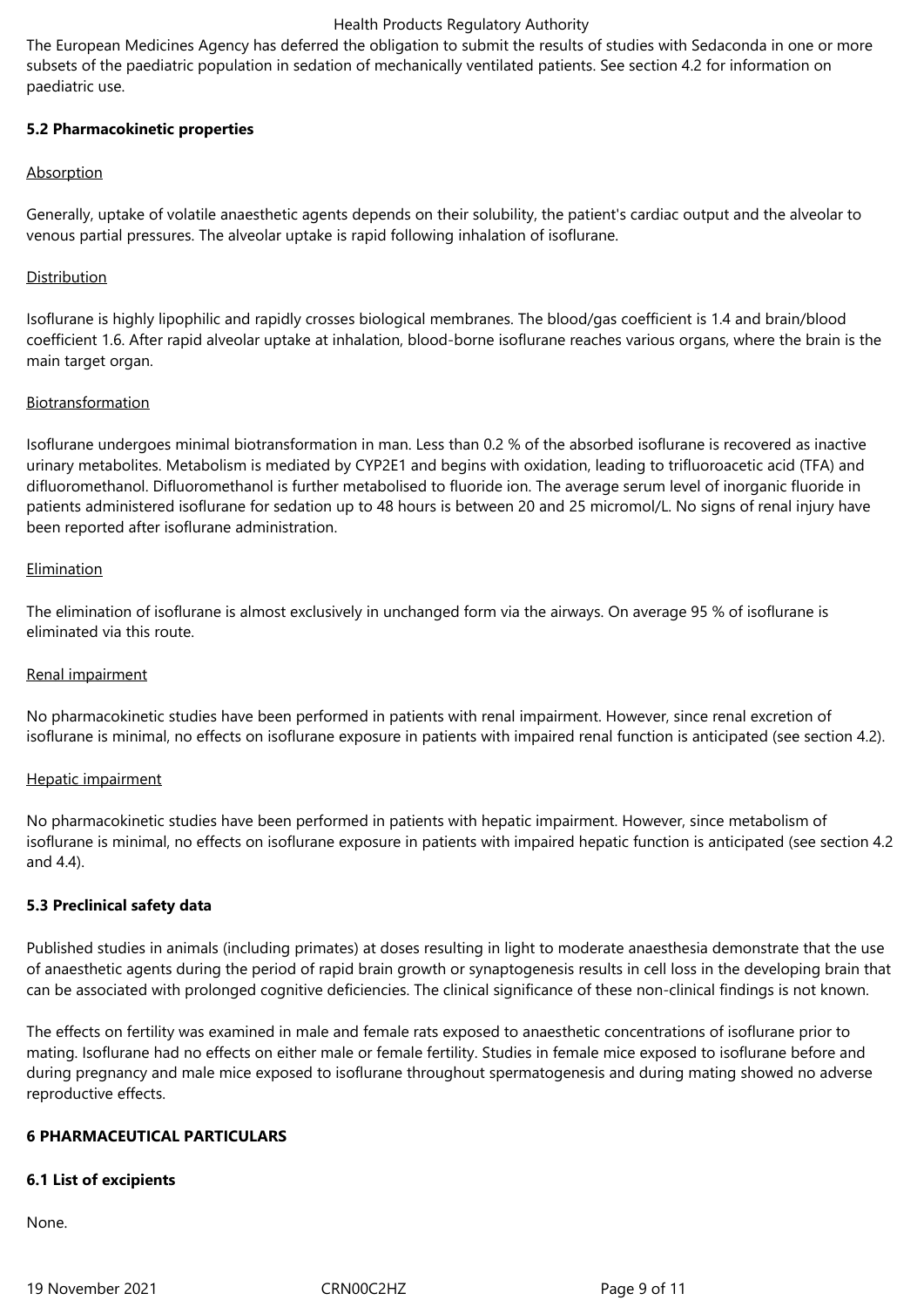The European Medicines Agency has deferred the obligation to submit the results of studies with Sedaconda in one or more subsets of the paediatric population in sedation of mechanically ventilated patients. See section 4.2 for information on paediatric use.

**5.2 Pharmacokinetic properties**

Absorption

Generally, uptake of volatile anaesthetic agents depends on their solubility, the patient's cardiac output and the alveolar to venous partial pressures. The alveolar uptake is rapid following inhalation of isoflurane.

Distribution

Isoflurane is highly lipophilic and rapidly crosses biological membranes. The blood/gas coefficient is 1.4 and brain/blood coefficient 1.6. After rapid alveolar uptake at inhalation, blood-borne isoflurane reaches various organs, where the brain is the main target organ.

Biotransformation

Isoflurane undergoes minimal biotransformation in man. Less than 0.2 % of the absorbed isoflurane is recovered as inactive urinary metabolites. Metabolism is mediated by CYP2E1 and begins with oxidation, leading to trifluoroacetic acid (TFA) and difluoromethanol. Difluoromethanol is further metabolised to fluoride ion. The average serum level of inorganic fluoride in patients administered isoflurane for sedation up to 48 hours is between 20 and 25 micromol/L. No signs of renal injury have been reported after isoflurane administration.

Elimination

The elimination of isoflurane is almost exclusively in unchanged form via the airways. On average 95 % of isoflurane is eliminated via this route.

Renal impairment

No pharmacokinetic studies have been performed in patients with renal impairment. However, since renal excretion of isoflurane is minimal, no effects on isoflurane exposure in patients with impaired renal function is anticipated (see section 4.2).

Hepatic impairment

No pharmacokinetic studies have been performed in patients with hepatic impairment. However, since metabolism of isoflurane is minimal, no effects on isoflurane exposure in patients with impaired hepatic function is anticipated (see section 4.2 and 4.4).

**5.3 Preclinical safety data**

Published studies in animals (including primates) at doses resulting in light to moderate anaesthesia demonstrate that the use of anaesthetic agents during the period of rapid brain growth or synaptogenesis results in cell loss in the developing brain that can be associated with prolonged cognitive deficiencies. The clinical significance of these non-clinical findings is not known.

The effects on fertility was examined in male and female rats exposed to anaesthetic concentrations of isoflurane prior to mating. Isoflurane had no effects on either male or female fertility. Studies in female mice exposed to isoflurane before and during pregnancy and male mice exposed to isoflurane throughout spermatogenesis and during mating showed no adverse reproductive effects.

**6 PHARMACEUTICAL PARTICULARS**

**6.1 List of excipients**

None.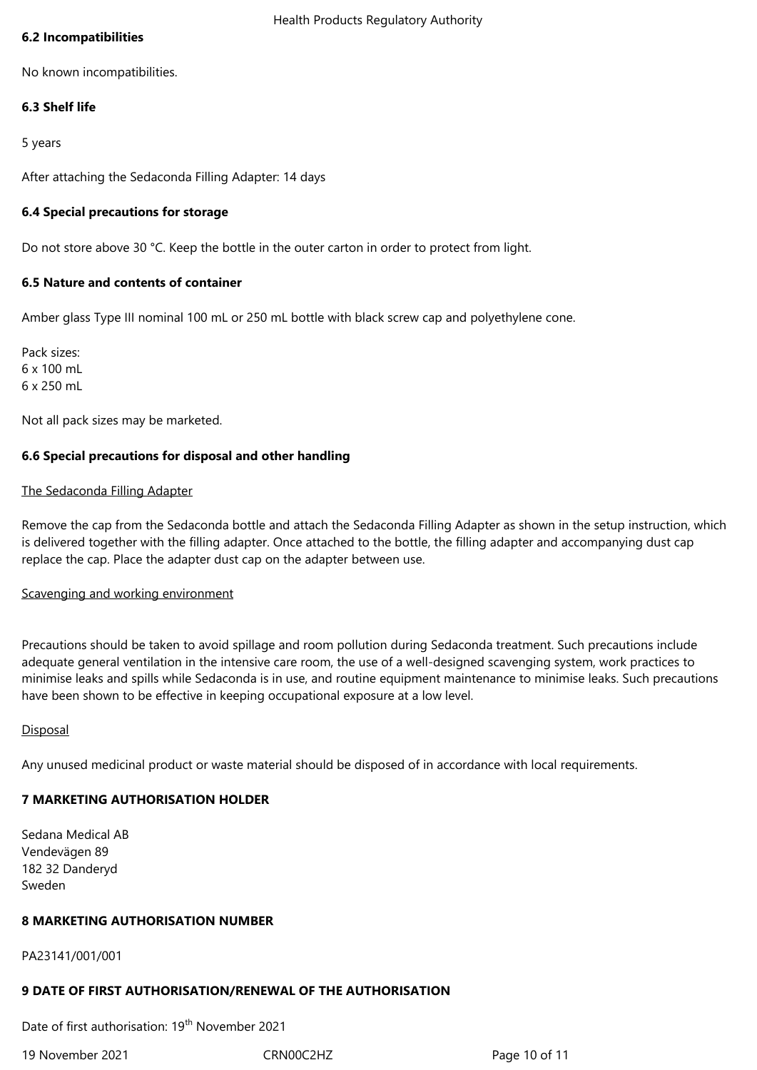**6.2 Incompatibilities**

No known incompatibilities.

**6.3 Shelf life**

5 years

After attaching the Sedaconda Filling Adapter: 14 days

**6.4 Special precautions for storage**

Do not store above 30 °C. Keep the bottle in the outer carton in order to protect from light.

**6.5 Nature and contents of container**

Amber glass Type III nominal 100 mL or 250 mL bottle with black screw cap and polyethylene cone.

Pack sizes:
6 x 100 mL
6 x 250 mL

Not all pack sizes may be marketed.

**6.6 Special precautions for disposal and other handling**

The Sedaconda Filling Adapter

Remove the cap from the Sedaconda bottle and attach the Sedaconda Filling Adapter as shown in the setup instruction, which is delivered together with the filling adapter. Once attached to the bottle, the filling adapter and accompanying dust cap replace the cap. Place the adapter dust cap on the adapter between use.

Scavenging and working environment

Precautions should be taken to avoid spillage and room pollution during Sedaconda treatment. Such precautions include adequate general ventilation in the intensive care room, the use of a well-designed scavenging system, work practices to minimise leaks and spills while Sedaconda is in use, and routine equipment maintenance to minimise leaks. Such precautions have been shown to be effective in keeping occupational exposure at a low level.

Disposal

Any unused medicinal product or waste material should be disposed of in accordance with local requirements.

**7 MARKETING AUTHORISATION HOLDER**

Sedana Medical AB
Vendevägen 89
182 32 Danderyd
Sweden

**8 MARKETING AUTHORISATION NUMBER**

PA23141/001/001

**9 DATE OF FIRST AUTHORISATION/RENEWAL OF THE AUTHORISATION**

Date of first authorisation: 19th November 2021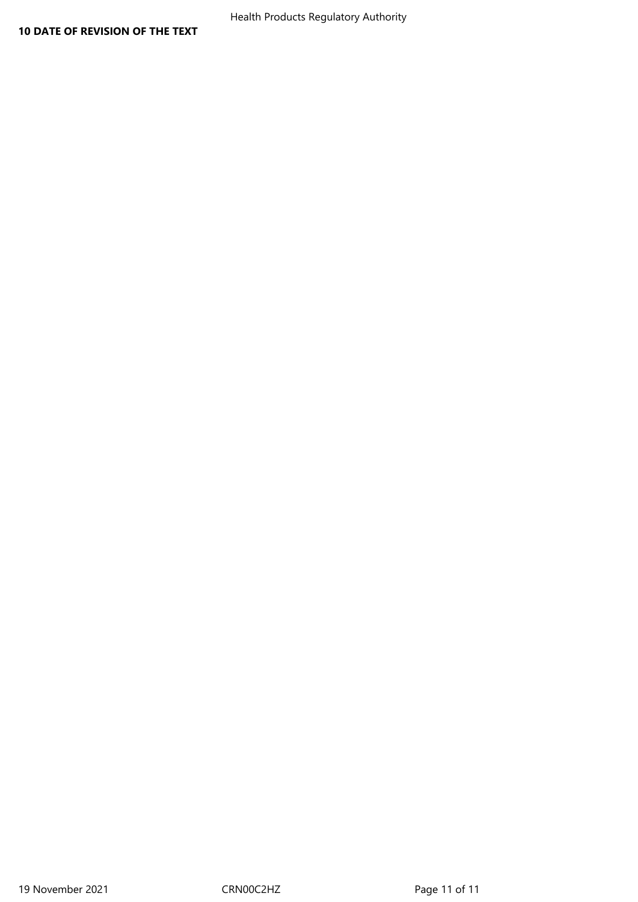**10 DATE OF REVISION OF THE TEXT**